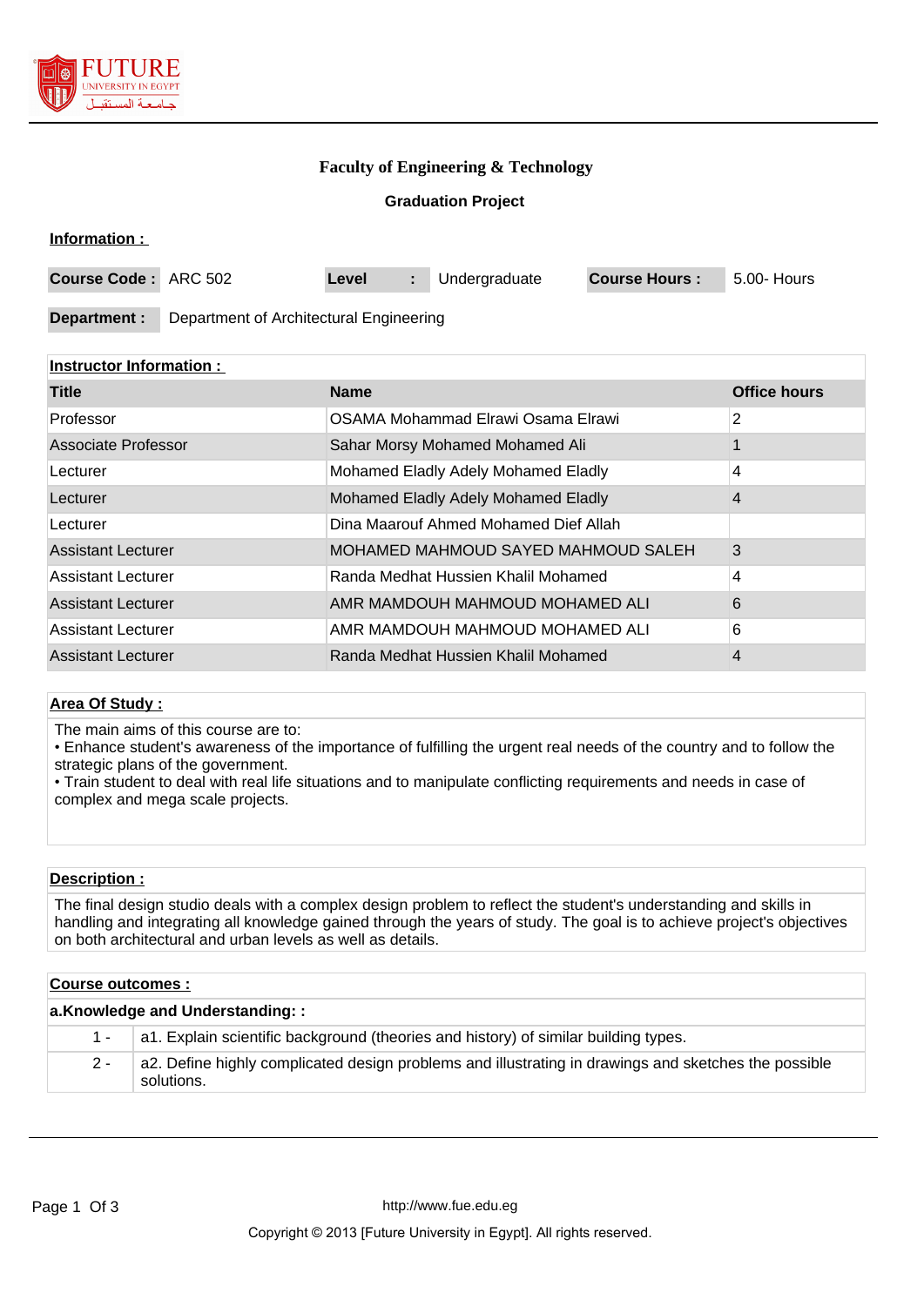### Faculty of Engineering & Technology

### Graduation Project

**Information :**

| **Course Code :** | ARC 502 | **Level** : | Undergraduate | **Course Hours :** | 5.00- Hours |
|---|---|---|---|---|---|

**Department :** Department of Architectural Engineering

**Instructor Information :**

| Title | Name | Office hours |
|---|---|---|
| Professor | OSAMA Mohammad Elrawi Osama Elrawi | 2 |
| Associate Professor | Sahar Morsy Mohamed Mohamed Ali | 1 |
| Lecturer | Mohamed Eladly Adely Mohamed Eladly | 4 |
| Lecturer | Mohamed Eladly Adely Mohamed Eladly | 4 |
| Lecturer | Dina Maarouf Ahmed Mohamed Dief Allah | |
| Assistant Lecturer | MOHAMED MAHMOUD SAYED MAHMOUD SALEH | 3 |
| Assistant Lecturer | Randa Medhat Hussien Khalil Mohamed | 4 |
| Assistant Lecturer | AMR MAMDOUH MAHMOUD MOHAMED ALI | 6 |
| Assistant Lecturer | AMR MAMDOUH MAHMOUD MOHAMED ALI | 6 |
| Assistant Lecturer | Randa Medhat Hussien Khalil Mohamed | 4 |

**Area Of Study :**

The main aims of this course are to:
• Enhance student's awareness of the importance of fulfilling the urgent real needs of the country and to follow the strategic plans of the government.
• Train student to deal with real life situations and to manipulate conflicting requirements and needs in case of complex and mega scale projects.

**Description :**

The final design studio deals with a complex design problem to reflect the student's understanding and skills in handling and integrating all knowledge gained through the years of study. The goal is to achieve project's objectives on both architectural and urban levels as well as details.

**Course outcomes :**

**a.Knowledge and Understanding: :**

| | |
|---|---|
| 1 - | a1. Explain scientific background (theories and history) of similar building types. |
| 2 - | a2. Define highly complicated design problems and illustrating in drawings and sketches the possible solutions. |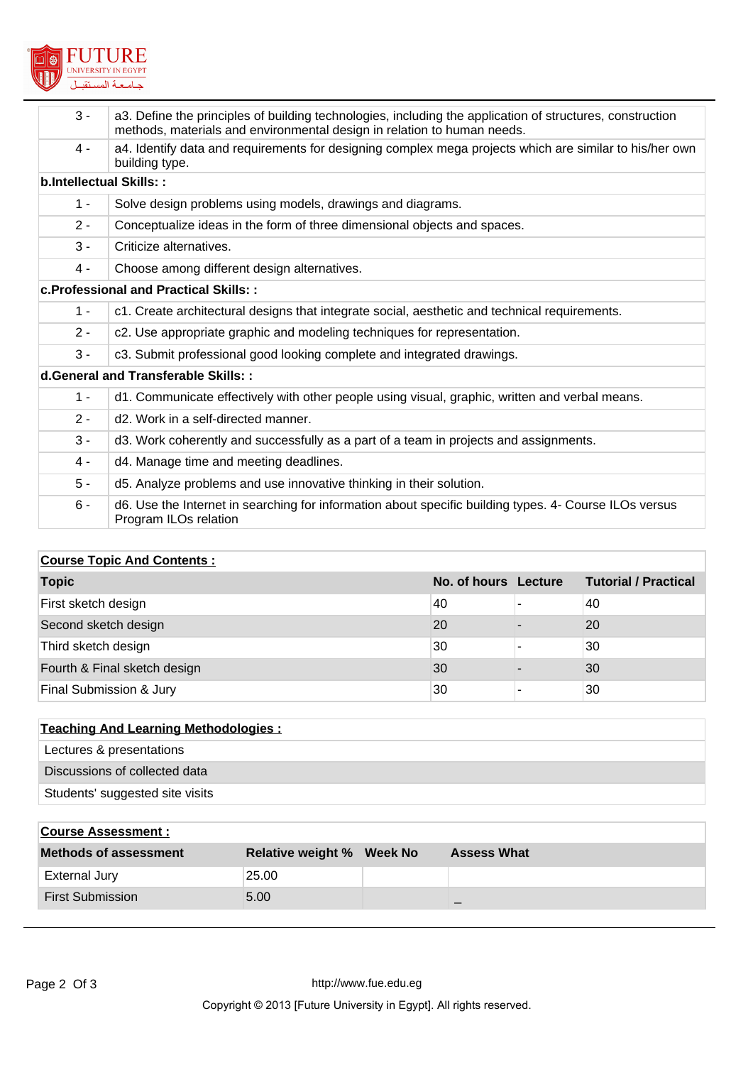| | |
|---|---|
| 3 - | a3. Define the principles of building technologies, including the application of structures, construction methods, materials and environmental design in relation to human needs. |
| 4 - | a4. Identify data and requirements for designing complex mega projects which are similar to his/her own building type. |
| **b.Intellectual Skills: :** | |
| 1 - | Solve design problems using models, drawings and diagrams. |
| 2 - | Conceptualize ideas in the form of three dimensional objects and spaces. |
| 3 - | Criticize alternatives. |
| 4 - | Choose among different design alternatives. |
| **c.Professional and Practical Skills: :** | |
| 1 - | c1. Create architectural designs that integrate social, aesthetic and technical requirements. |
| 2 - | c2. Use appropriate graphic and modeling techniques for representation. |
| 3 - | c3. Submit professional good looking complete and integrated drawings. |
| **d.General and Transferable Skills: :** | |
| 1 - | d1. Communicate effectively with other people using visual, graphic, written and verbal means. |
| 2 - | d2. Work in a self-directed manner. |
| 3 - | d3. Work coherently and successfully as a part of a team in projects and assignments. |
| 4 - | d4. Manage time and meeting deadlines. |
| 5 - | d5. Analyze problems and use innovative thinking in their solution. |
| 6 - | d6. Use the Internet in searching for information about specific building types. 4- Course ILOs versus Program ILOs relation |

**Course Topic And Contents :**

| Topic | No. of hours | Lecture | Tutorial / Practical |
|---|---|---|---|
| First sketch design | 40 | - | 40 |
| Second sketch design | 20 | - | 20 |
| Third sketch design | 30 | - | 30 |
| Fourth & Final sketch design | 30 | - | 30 |
| Final Submission & Jury | 30 | - | 30 |

**Teaching And Learning Methodologies :**

- Lectures & presentations
- Discussions of collected data
- Students' suggested site visits

**Course Assessment :**

| Methods of assessment | Relative weight % | Week No | Assess What |
|---|---|---|---|
| External Jury | 25.00 | | |
| First Submission | 5.00 | | _ |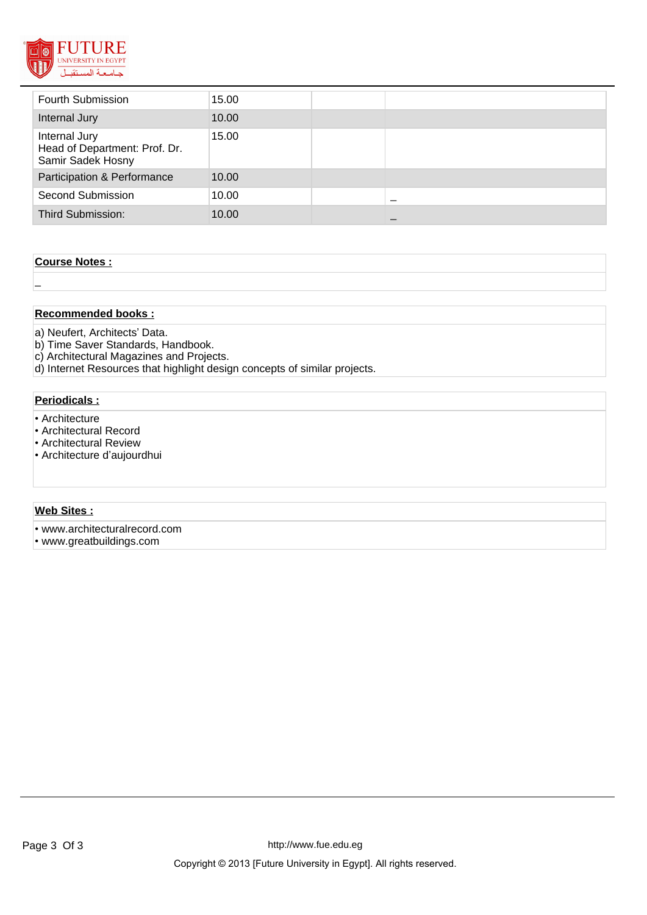| | | | |
|---|---|---|---|
| Fourth Submission | 15.00 | | |
| Internal Jury | 10.00 | | |
| Internal Jury<br>Head of Department: Prof. Dr. Samir Sadek Hosny | 15.00 | | |
| Participation & Performance | 10.00 | | |
| Second Submission | 10.00 | | _ |
| Third Submission: | 10.00 | | _ |

**Course Notes :**

_

**Recommended books :**

a) Neufert, Architects' Data.
b) Time Saver Standards, Handbook.
c) Architectural Magazines and Projects.
d) Internet Resources that highlight design concepts of similar projects.

**Periodicals :**

• Architecture
• Architectural Record
• Architectural Review
• Architecture d'aujourdhui

**Web Sites :**

• www.architecturalrecord.com
• www.greatbuildings.com